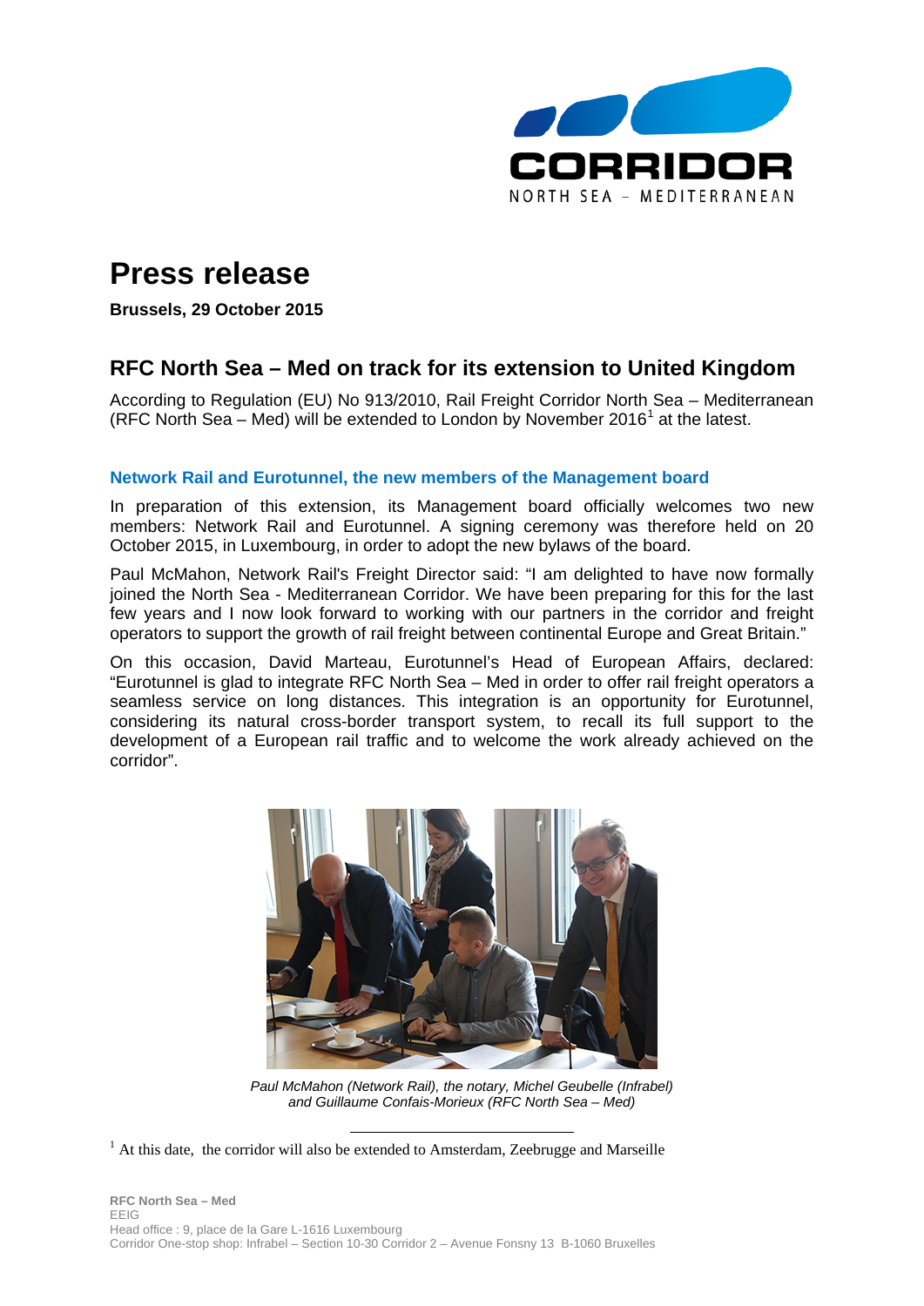# Press release

**Brussels, 29 October 2015**

## RFC North Sea – Med on track for its extension to United Kingdom

According to Regulation (EU) No 913/2010, Rail Freight Corridor North Sea – Mediterranean (RFC North Sea – Med) will be extended to London by November 2016[1] at the latest.

### Network Rail and Eurotunnel, the new members of the Management board

In preparation of this extension, its Management board officially welcomes two new members: Network Rail and Eurotunnel. A signing ceremony was therefore held on 20 October 2015, in Luxembourg, in order to adopt the new bylaws of the board.

Paul McMahon, Network Rail's Freight Director said: "I am delighted to have now formally joined the North Sea - Mediterranean Corridor. We have been preparing for this for the last few years and I now look forward to working with our partners in the corridor and freight operators to support the growth of rail freight between continental Europe and Great Britain."

On this occasion, David Marteau, Eurotunnel's Head of European Affairs, declared: "Eurotunnel is glad to integrate RFC North Sea – Med in order to offer rail freight operators a seamless service on long distances. This integration is an opportunity for Eurotunnel, considering its natural cross-border transport system, to recall its full support to the development of a European rail traffic and to welcome the work already achieved on the corridor".

*Paul McMahon (Network Rail), the notary, Michel Geubelle (Infrabel) and Guillaume Confais-Morieux (RFC North Sea – Med)*

[1] At this date, the corridor will also be extended to Amsterdam, Zeebrugge and Marseille

**RFC North Sea – Med**
EEIG
Head office : 9, place de la Gare L-1616 Luxembourg
Corridor One-stop shop: Infrabel – Section 10-30 Corridor 2 – Avenue Fonsny 13 B-1060 Bruxelles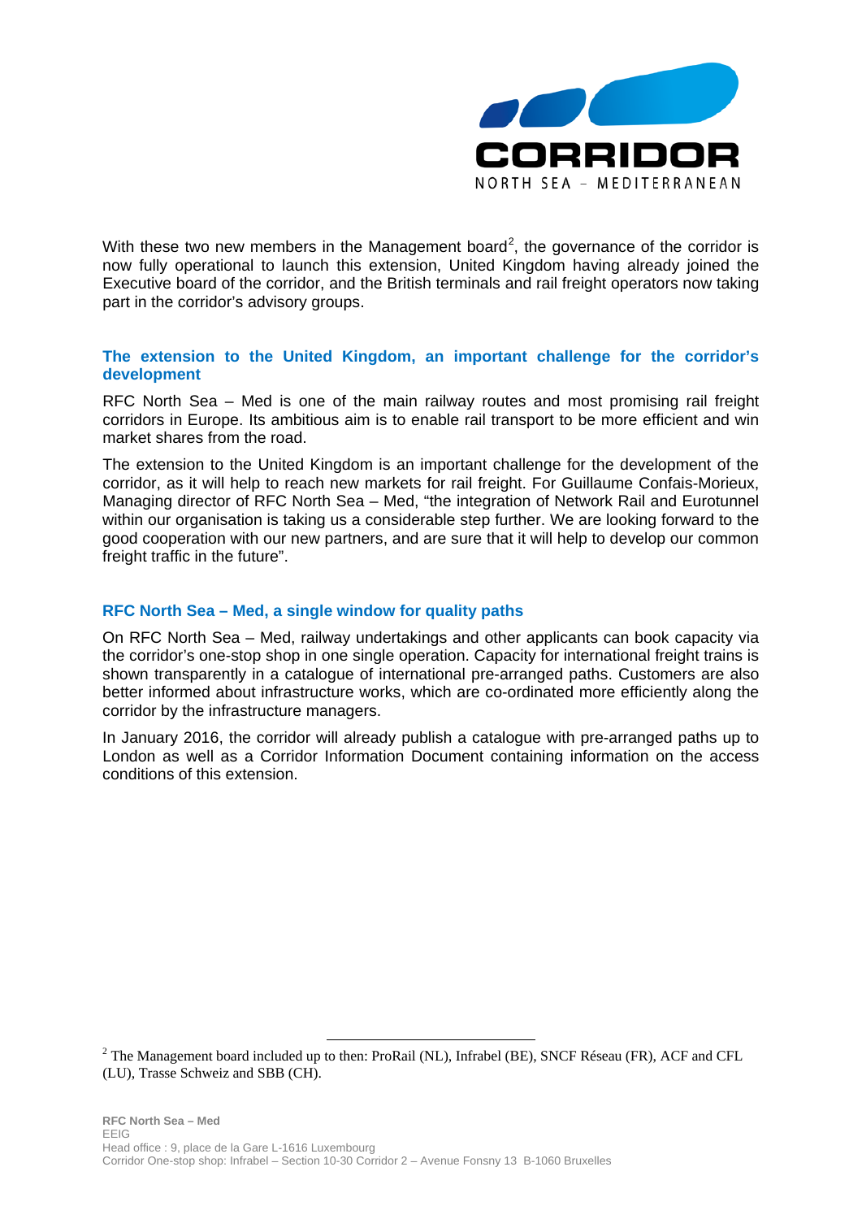With these two new members in the Management board[2], the governance of the corridor is now fully operational to launch this extension, United Kingdom having already joined the Executive board of the corridor, and the British terminals and rail freight operators now taking part in the corridor's advisory groups.

## The extension to the United Kingdom, an important challenge for the corridor's development

RFC North Sea – Med is one of the main railway routes and most promising rail freight corridors in Europe. Its ambitious aim is to enable rail transport to be more efficient and win market shares from the road.

The extension to the United Kingdom is an important challenge for the development of the corridor, as it will help to reach new markets for rail freight. For Guillaume Confais-Morieux, Managing director of RFC North Sea – Med, "the integration of Network Rail and Eurotunnel within our organisation is taking us a considerable step further. We are looking forward to the good cooperation with our new partners, and are sure that it will help to develop our common freight traffic in the future".

## RFC North Sea – Med, a single window for quality paths

On RFC North Sea – Med, railway undertakings and other applicants can book capacity via the corridor's one-stop shop in one single operation. Capacity for international freight trains is shown transparently in a catalogue of international pre-arranged paths. Customers are also better informed about infrastructure works, which are co-ordinated more efficiently along the corridor by the infrastructure managers.

In January 2016, the corridor will already publish a catalogue with pre-arranged paths up to London as well as a Corridor Information Document containing information on the access conditions of this extension.

[2] The Management board included up to then: ProRail (NL), Infrabel (BE), SNCF Réseau (FR), ACF and CFL (LU), Trasse Schweiz and SBB (CH).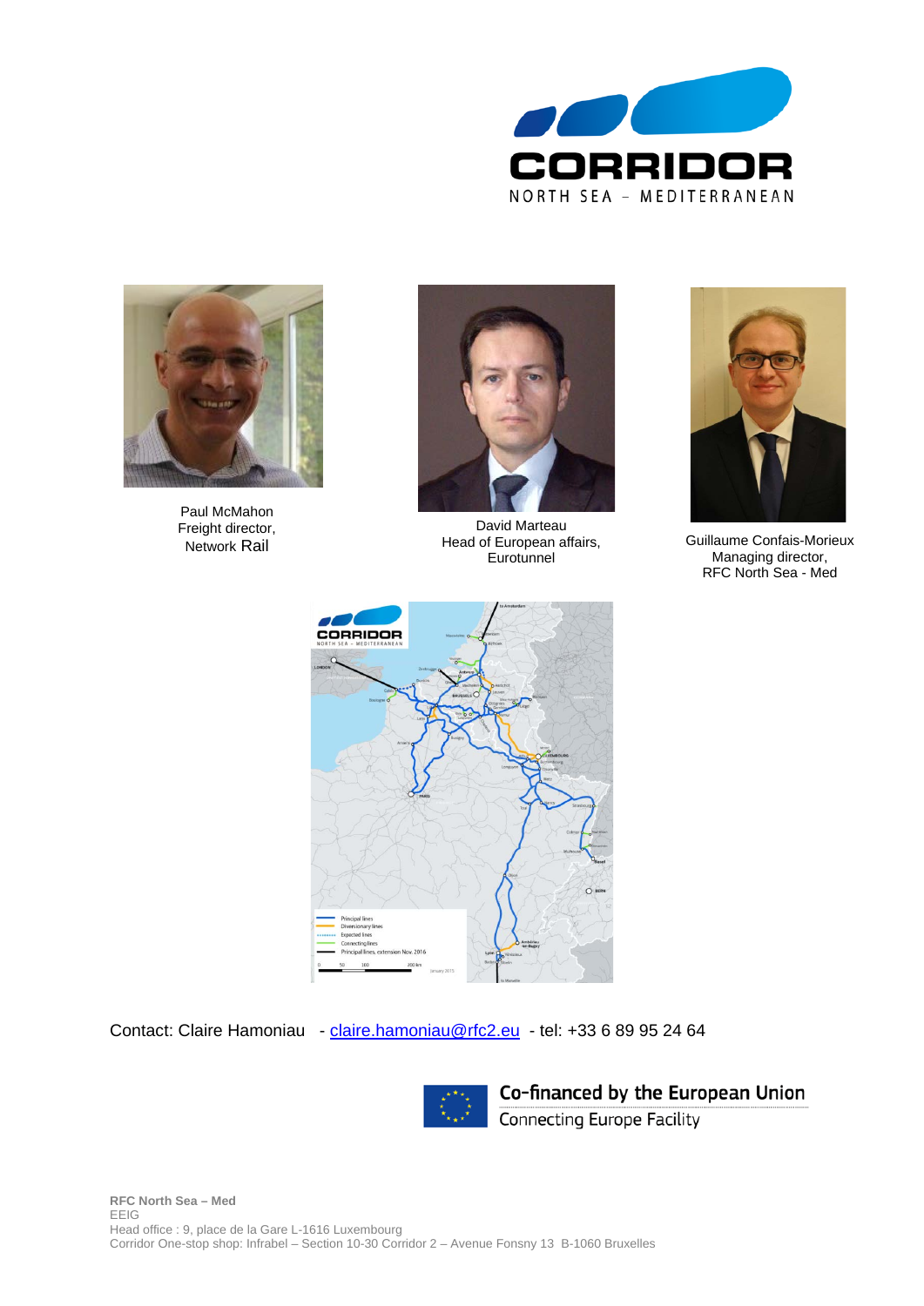CORRIDOR
NORTH SEA – MEDITERRANEAN

Paul McMahon
Freight director,
Network Rail

David Marteau
Head of European affairs,
Eurotunnel

Guillaume Confais-Morieux
Managing director,
RFC North Sea - Med

Contact: Claire Hamoniau - claire.hamoniau@rfc2.eu - tel: +33 6 89 95 24 64

Co-financed by the European Union
Connecting Europe Facility

**RFC North Sea – Med**
EEIG
Head office : 9, place de la Gare L-1616 Luxembourg
Corridor One-stop shop: Infrabel – Section 10-30 Corridor 2 – Avenue Fonsny 13 B-1060 Bruxelles